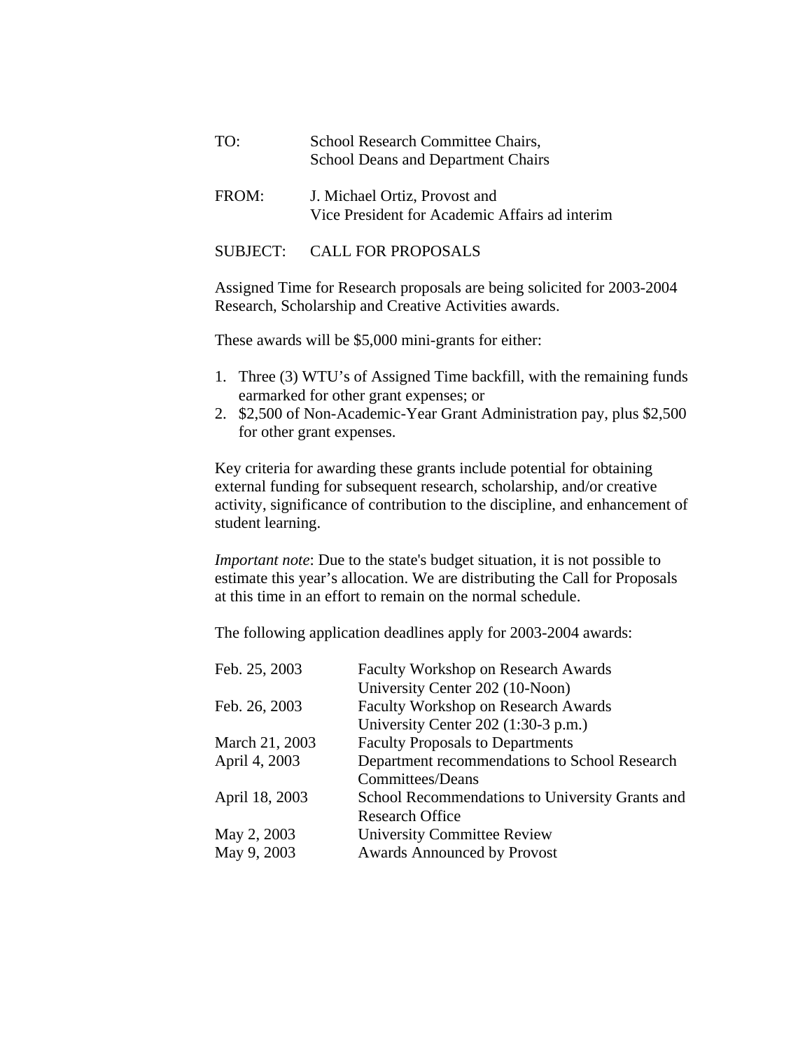TO: School Research Committee Chairs,
School Deans and Department Chairs

FROM: J. Michael Ortiz, Provost and
Vice President for Academic Affairs ad interim

SUBJECT: CALL FOR PROPOSALS

Assigned Time for Research proposals are being solicited for 2003-2004 Research, Scholarship and Creative Activities awards.

These awards will be $5,000 mini-grants for either:

1. Three (3) WTU's of Assigned Time backfill, with the remaining funds earmarked for other grant expenses; or
2. $2,500 of Non-Academic-Year Grant Administration pay, plus $2,500 for other grant expenses.

Key criteria for awarding these grants include potential for obtaining external funding for subsequent research, scholarship, and/or creative activity, significance of contribution to the discipline, and enhancement of student learning.

*Important note*: Due to the state's budget situation, it is not possible to estimate this year's allocation. We are distributing the Call for Proposals at this time in an effort to remain on the normal schedule.

The following application deadlines apply for 2003-2004 awards:

| | |
|---|---|
| Feb. 25, 2003 | Faculty Workshop on Research Awards University Center 202 (10-Noon) |
| Feb. 26, 2003 | Faculty Workshop on Research Awards University Center 202 (1:30-3 p.m.) |
| March 21, 2003 | Faculty Proposals to Departments |
| April 4, 2003 | Department recommendations to School Research Committees/Deans |
| April 18, 2003 | School Recommendations to University Grants and Research Office |
| May 2, 2003 | University Committee Review |
| May 9, 2003 | Awards Announced by Provost |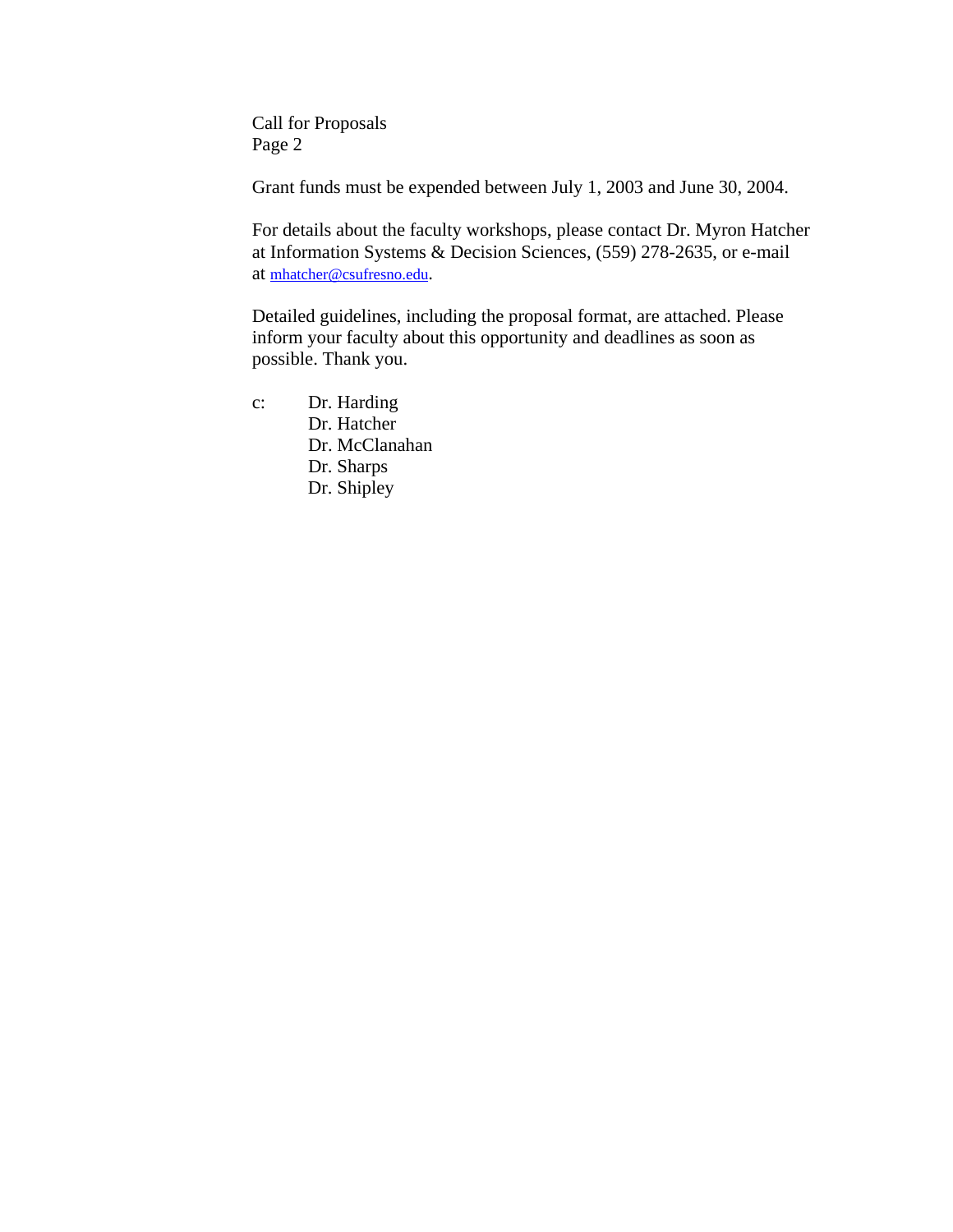Grant funds must be expended between July 1, 2003 and June 30, 2004.

For details about the faculty workshops, please contact Dr. Myron Hatcher at Information Systems & Decision Sciences, (559) 278-2635, or e-mail at mhatcher@csufresno.edu.

Detailed guidelines, including the proposal format, are attached. Please inform your faculty about this opportunity and deadlines as soon as possible. Thank you.

c: Dr. Harding
Dr. Hatcher
Dr. McClanahan
Dr. Sharps
Dr. Shipley